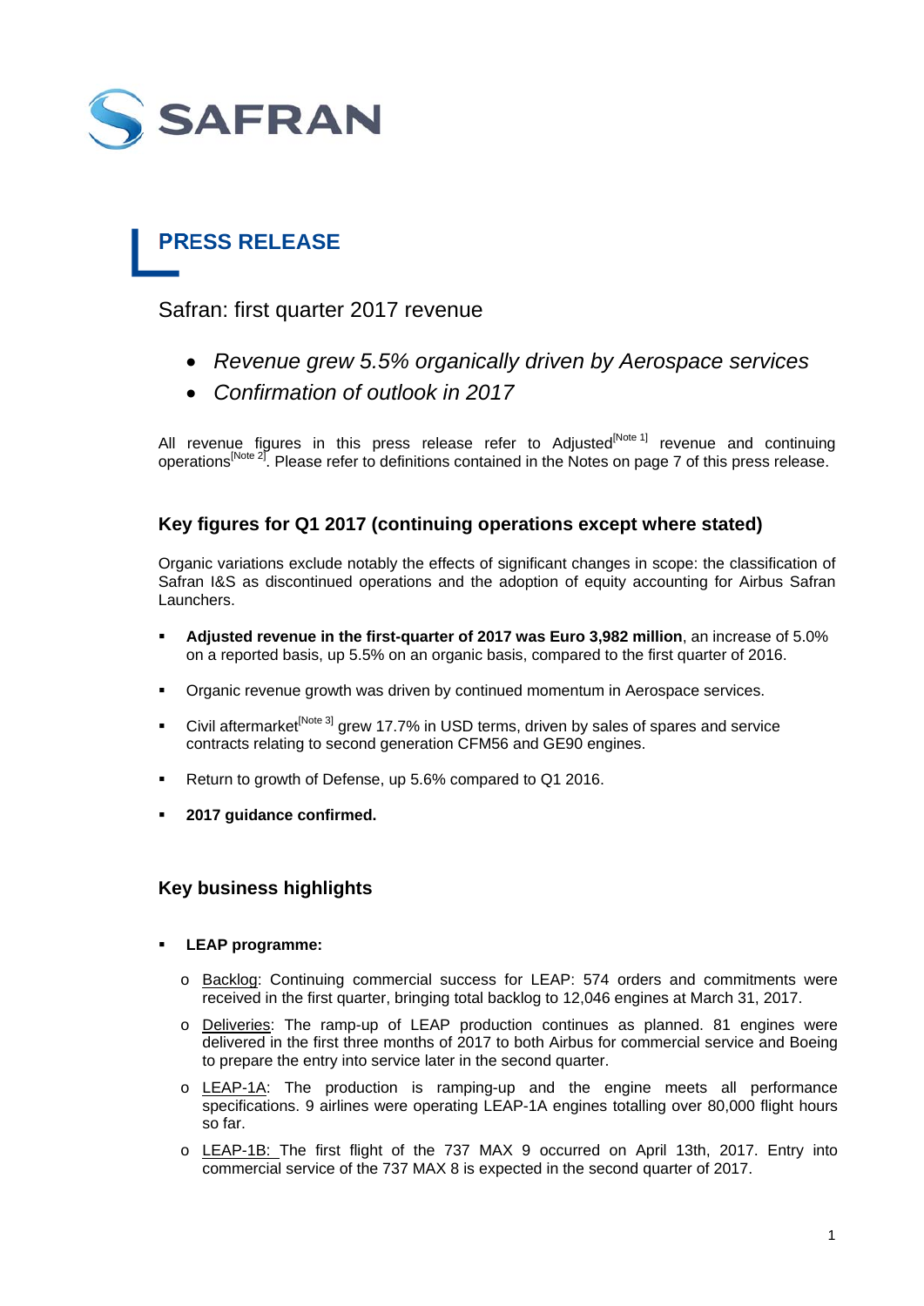SAFRAN

# PRESS RELEASE

## Safran: first quarter 2017 revenue

- *Revenue grew 5.5% organically driven by Aerospace services*
- *Confirmation of outlook in 2017*

All revenue figures in this press release refer to Adjusted[Note 1] revenue and continuing operations[Note 2]. Please refer to definitions contained in the Notes on page 7 of this press release.

### Key figures for Q1 2017 (continuing operations except where stated)

Organic variations exclude notably the effects of significant changes in scope: the classification of Safran I&S as discontinued operations and the adoption of equity accounting for Airbus Safran Launchers.

- **Adjusted revenue in the first-quarter of 2017 was Euro 3,982 million**, an increase of 5.0% on a reported basis, up 5.5% on an organic basis, compared to the first quarter of 2016.
- Organic revenue growth was driven by continued momentum in Aerospace services.
- Civil aftermarket[Note 3] grew 17.7% in USD terms, driven by sales of spares and service contracts relating to second generation CFM56 and GE90 engines.
- Return to growth of Defense, up 5.6% compared to Q1 2016.
- **2017 guidance confirmed.**

### Key business highlights

- **LEAP programme:**
  - Backlog: Continuing commercial success for LEAP: 574 orders and commitments were received in the first quarter, bringing total backlog to 12,046 engines at March 31, 2017.
  - Deliveries: The ramp-up of LEAP production continues as planned. 81 engines were delivered in the first three months of 2017 to both Airbus for commercial service and Boeing to prepare the entry into service later in the second quarter.
  - LEAP-1A: The production is ramping-up and the engine meets all performance specifications. 9 airlines were operating LEAP-1A engines totalling over 80,000 flight hours so far.
  - LEAP-1B: The first flight of the 737 MAX 9 occurred on April 13th, 2017. Entry into commercial service of the 737 MAX 8 is expected in the second quarter of 2017.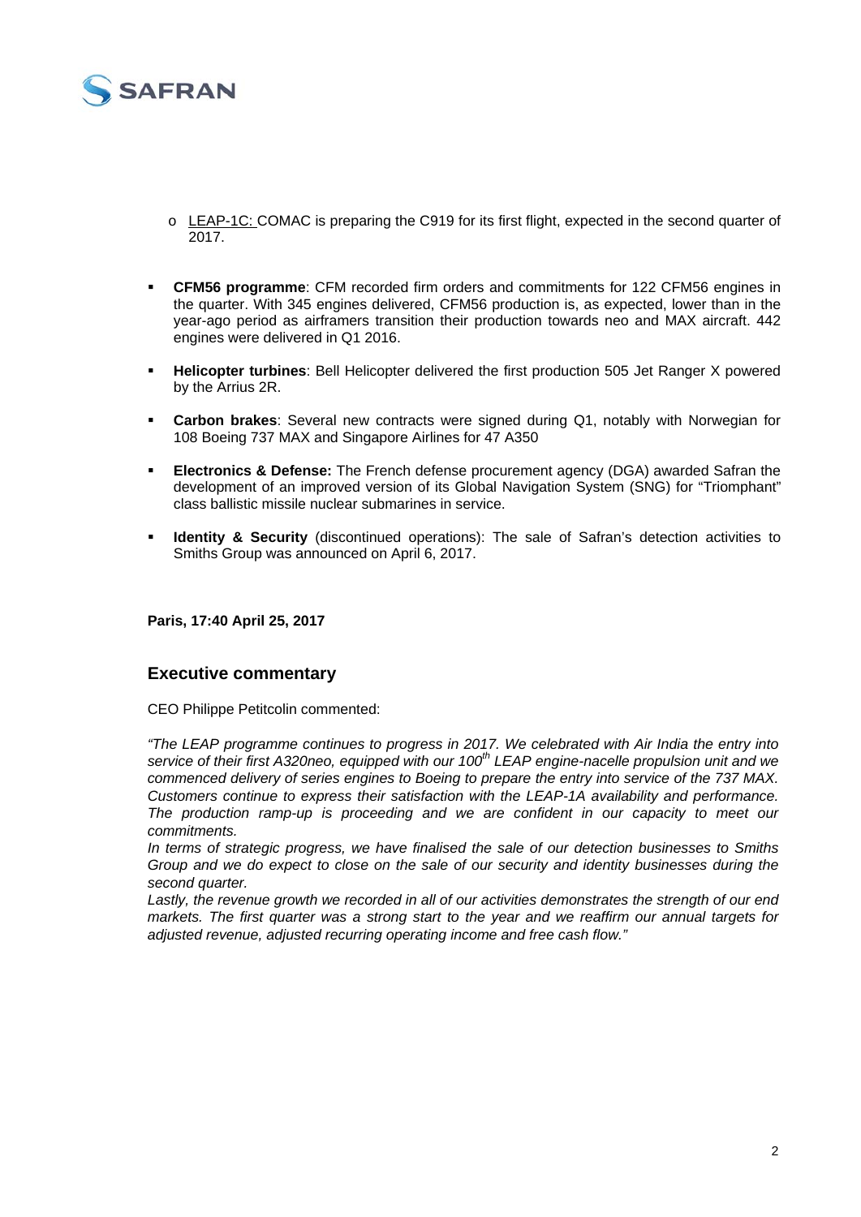- LEAP-1C: COMAC is preparing the C919 for its first flight, expected in the second quarter of 2017.

- **CFM56 programme**: CFM recorded firm orders and commitments for 122 CFM56 engines in the quarter. With 345 engines delivered, CFM56 production is, as expected, lower than in the year-ago period as airframers transition their production towards neo and MAX aircraft. 442 engines were delivered in Q1 2016.
- **Helicopter turbines**: Bell Helicopter delivered the first production 505 Jet Ranger X powered by the Arrius 2R.
- **Carbon brakes**: Several new contracts were signed during Q1, notably with Norwegian for 108 Boeing 737 MAX and Singapore Airlines for 47 A350
- **Electronics & Defense:** The French defense procurement agency (DGA) awarded Safran the development of an improved version of its Global Navigation System (SNG) for "Triomphant" class ballistic missile nuclear submarines in service.
- **Identity & Security** (discontinued operations): The sale of Safran's detection activities to Smiths Group was announced on April 6, 2017.

**Paris, 17:40 April 25, 2017**

## Executive commentary

CEO Philippe Petitcolin commented:

*"The LEAP programme continues to progress in 2017. We celebrated with Air India the entry into service of their first A320neo, equipped with our 100th LEAP engine-nacelle propulsion unit and we commenced delivery of series engines to Boeing to prepare the entry into service of the 737 MAX. Customers continue to express their satisfaction with the LEAP-1A availability and performance. The production ramp-up is proceeding and we are confident in our capacity to meet our commitments.*
*In terms of strategic progress, we have finalised the sale of our detection businesses to Smiths Group and we do expect to close on the sale of our security and identity businesses during the second quarter.*
*Lastly, the revenue growth we recorded in all of our activities demonstrates the strength of our end markets. The first quarter was a strong start to the year and we reaffirm our annual targets for adjusted revenue, adjusted recurring operating income and free cash flow."*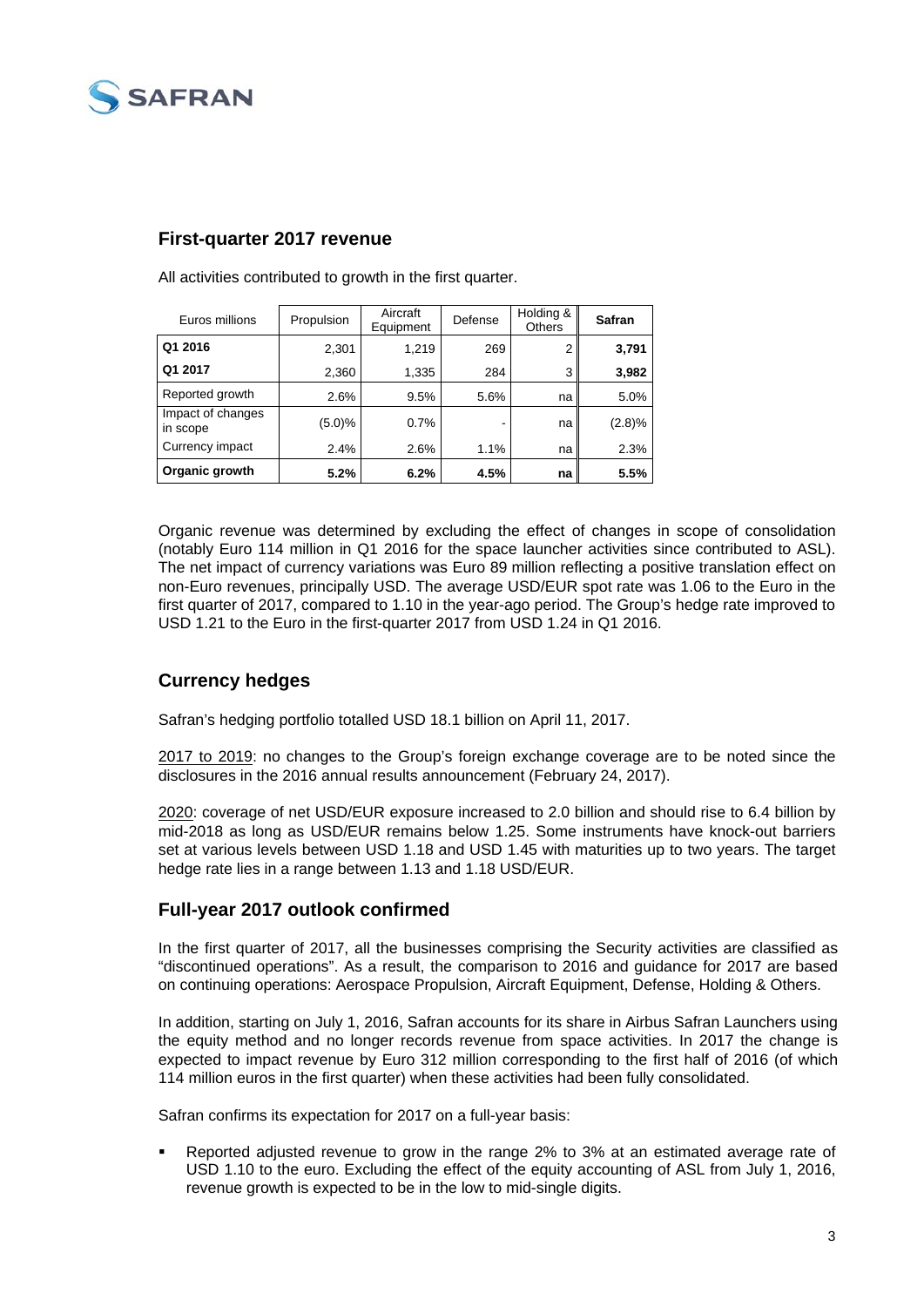## First-quarter 2017 revenue

All activities contributed to growth in the first quarter.

| Euros millions | Propulsion | Aircraft Equipment | Defense | Holding & Others | Safran |
|---|---|---|---|---|---|
| **Q1 2016** | 2,301 | 1,219 | 269 | 2 | **3,791** |
| **Q1 2017** | 2,360 | 1,335 | 284 | 3 | **3,982** |
| Reported growth | 2.6% | 9.5% | 5.6% | na | 5.0% |
| Impact of changes in scope | (5.0)% | 0.7% | - | na | (2.8)% |
| Currency impact | 2.4% | 2.6% | 1.1% | na | 2.3% |
| **Organic growth** | **5.2%** | **6.2%** | **4.5%** | **na** | **5.5%** |

Organic revenue was determined by excluding the effect of changes in scope of consolidation (notably Euro 114 million in Q1 2016 for the space launcher activities since contributed to ASL). The net impact of currency variations was Euro 89 million reflecting a positive translation effect on non-Euro revenues, principally USD. The average USD/EUR spot rate was 1.06 to the Euro in the first quarter of 2017, compared to 1.10 in the year-ago period. The Group's hedge rate improved to USD 1.21 to the Euro in the first-quarter 2017 from USD 1.24 in Q1 2016.

## Currency hedges

Safran's hedging portfolio totalled USD 18.1 billion on April 11, 2017.

2017 to 2019: no changes to the Group's foreign exchange coverage are to be noted since the disclosures in the 2016 annual results announcement (February 24, 2017).

2020: coverage of net USD/EUR exposure increased to 2.0 billion and should rise to 6.4 billion by mid-2018 as long as USD/EUR remains below 1.25. Some instruments have knock-out barriers set at various levels between USD 1.18 and USD 1.45 with maturities up to two years. The target hedge rate lies in a range between 1.13 and 1.18 USD/EUR.

## Full-year 2017 outlook confirmed

In the first quarter of 2017, all the businesses comprising the Security activities are classified as "discontinued operations". As a result, the comparison to 2016 and guidance for 2017 are based on continuing operations: Aerospace Propulsion, Aircraft Equipment, Defense, Holding & Others.

In addition, starting on July 1, 2016, Safran accounts for its share in Airbus Safran Launchers using the equity method and no longer records revenue from space activities. In 2017 the change is expected to impact revenue by Euro 312 million corresponding to the first half of 2016 (of which 114 million euros in the first quarter) when these activities had been fully consolidated.

Safran confirms its expectation for 2017 on a full-year basis:

- Reported adjusted revenue to grow in the range 2% to 3% at an estimated average rate of USD 1.10 to the euro. Excluding the effect of the equity accounting of ASL from July 1, 2016, revenue growth is expected to be in the low to mid-single digits.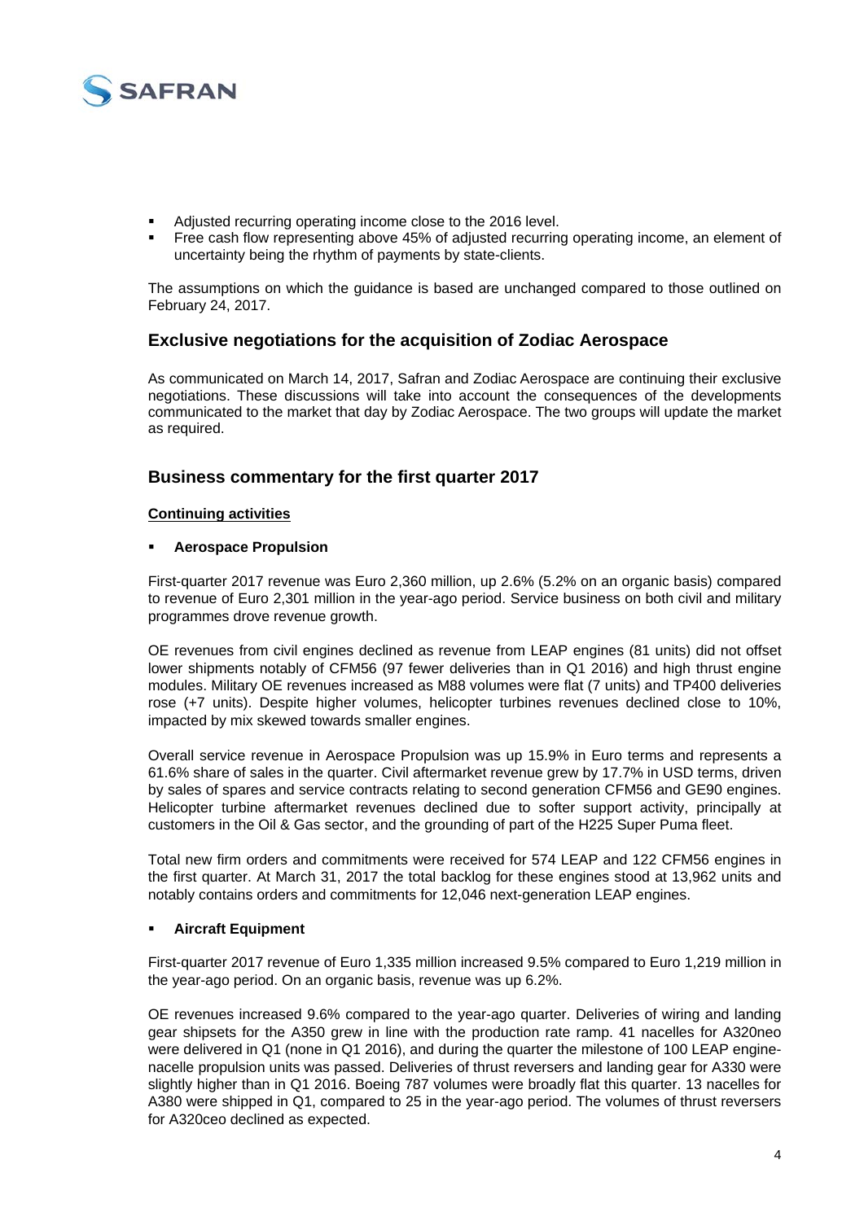- Adjusted recurring operating income close to the 2016 level.
- Free cash flow representing above 45% of adjusted recurring operating income, an element of uncertainty being the rhythm of payments by state-clients.

The assumptions on which the guidance is based are unchanged compared to those outlined on February 24, 2017.

## Exclusive negotiations for the acquisition of Zodiac Aerospace

As communicated on March 14, 2017, Safran and Zodiac Aerospace are continuing their exclusive negotiations. These discussions will take into account the consequences of the developments communicated to the market that day by Zodiac Aerospace. The two groups will update the market as required.

## Business commentary for the first quarter 2017

### Continuing activities

- **Aerospace Propulsion**

First-quarter 2017 revenue was Euro 2,360 million, up 2.6% (5.2% on an organic basis) compared to revenue of Euro 2,301 million in the year-ago period. Service business on both civil and military programmes drove revenue growth.

OE revenues from civil engines declined as revenue from LEAP engines (81 units) did not offset lower shipments notably of CFM56 (97 fewer deliveries than in Q1 2016) and high thrust engine modules. Military OE revenues increased as M88 volumes were flat (7 units) and TP400 deliveries rose (+7 units). Despite higher volumes, helicopter turbines revenues declined close to 10%, impacted by mix skewed towards smaller engines.

Overall service revenue in Aerospace Propulsion was up 15.9% in Euro terms and represents a 61.6% share of sales in the quarter. Civil aftermarket revenue grew by 17.7% in USD terms, driven by sales of spares and service contracts relating to second generation CFM56 and GE90 engines. Helicopter turbine aftermarket revenues declined due to softer support activity, principally at customers in the Oil & Gas sector, and the grounding of part of the H225 Super Puma fleet.

Total new firm orders and commitments were received for 574 LEAP and 122 CFM56 engines in the first quarter. At March 31, 2017 the total backlog for these engines stood at 13,962 units and notably contains orders and commitments for 12,046 next-generation LEAP engines.

- **Aircraft Equipment**

First-quarter 2017 revenue of Euro 1,335 million increased 9.5% compared to Euro 1,219 million in the year-ago period. On an organic basis, revenue was up 6.2%.

OE revenues increased 9.6% compared to the year-ago quarter. Deliveries of wiring and landing gear shipsets for the A350 grew in line with the production rate ramp. 41 nacelles for A320neo were delivered in Q1 (none in Q1 2016), and during the quarter the milestone of 100 LEAP engine-nacelle propulsion units was passed. Deliveries of thrust reversers and landing gear for A330 were slightly higher than in Q1 2016. Boeing 787 volumes were broadly flat this quarter. 13 nacelles for A380 were shipped in Q1, compared to 25 in the year-ago period. The volumes of thrust reversers for A320ceo declined as expected.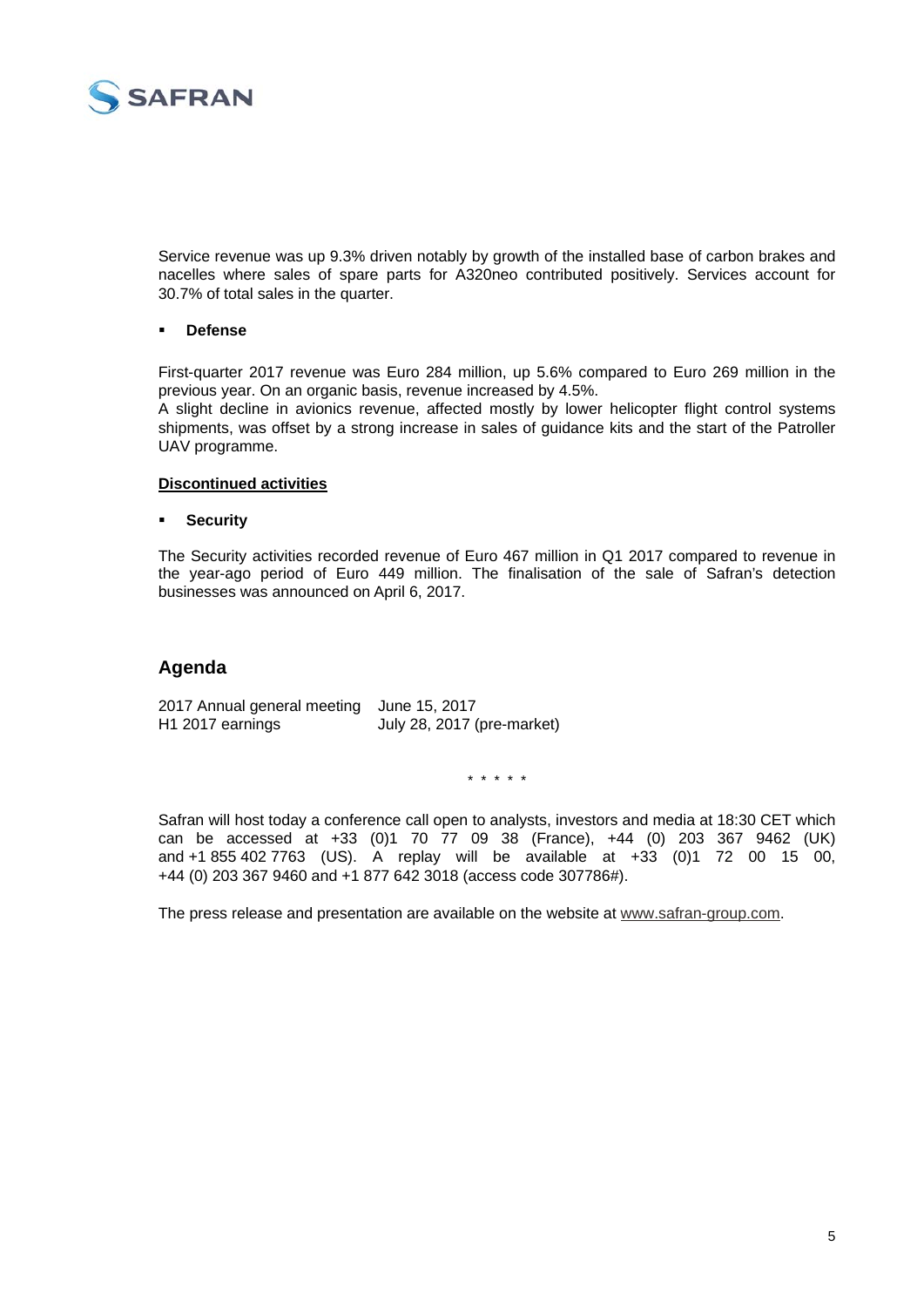Service revenue was up 9.3% driven notably by growth of the installed base of carbon brakes and nacelles where sales of spare parts for A320neo contributed positively. Services account for 30.7% of total sales in the quarter.

- **Defense**

First-quarter 2017 revenue was Euro 284 million, up 5.6% compared to Euro 269 million in the previous year. On an organic basis, revenue increased by 4.5%.
A slight decline in avionics revenue, affected mostly by lower helicopter flight control systems shipments, was offset by a strong increase in sales of guidance kits and the start of the Patroller UAV programme.

**Discontinued activities**

- **Security**

The Security activities recorded revenue of Euro 467 million in Q1 2017 compared to revenue in the year-ago period of Euro 449 million. The finalisation of the sale of Safran's detection businesses was announced on April 6, 2017.

## Agenda

| | |
|---|---|
| 2017 Annual general meeting | June 15, 2017 |
| H1 2017 earnings | July 28, 2017 (pre-market) |

\* \* \* \* \*

Safran will host today a conference call open to analysts, investors and media at 18:30 CET which can be accessed at +33 (0)1 70 77 09 38 (France), +44 (0) 203 367 9462 (UK) and +1 855 402 7763 (US). A replay will be available at +33 (0)1 72 00 15 00, +44 (0) 203 367 9460 and +1 877 642 3018 (access code 307786#).

The press release and presentation are available on the website at www.safran-group.com.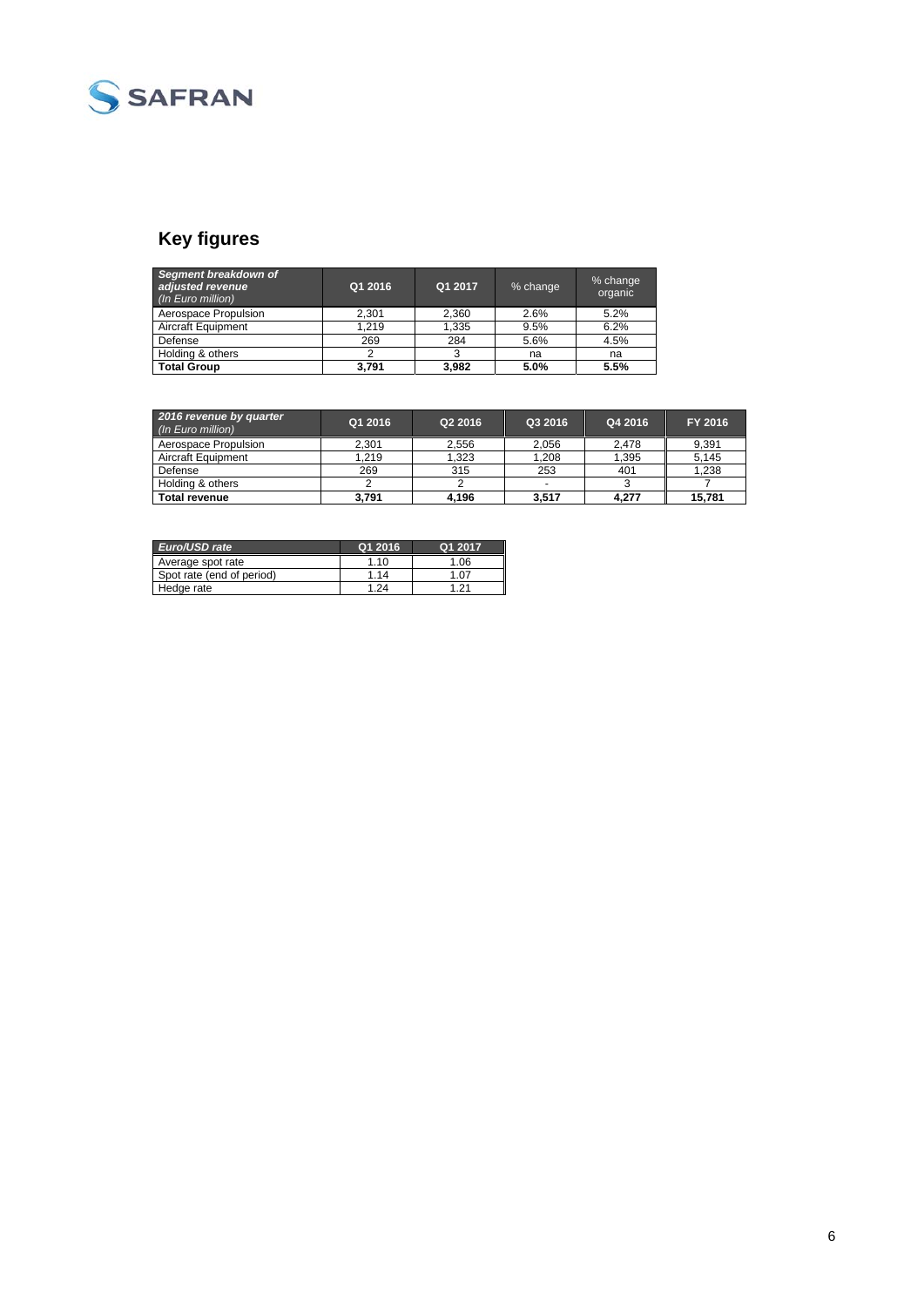## Key figures

| ***Segment breakdown of adjusted revenue*** *(In Euro million)* | Q1 2016 | Q1 2017 | % change | % change organic |
|---|---|---|---|---|
| Aerospace Propulsion | 2,301 | 2,360 | 2.6% | 5.2% |
| Aircraft Equipment | 1,219 | 1,335 | 9.5% | 6.2% |
| Defense | 269 | 284 | 5.6% | 4.5% |
| Holding & others | 2 | 3 | na | na |
| **Total Group** | **3,791** | **3,982** | **5.0%** | **5.5%** |

| ***2016 revenue by quarter*** *(In Euro million)* | Q1 2016 | Q2 2016 | Q3 2016 | Q4 2016 | FY 2016 |
|---|---|---|---|---|---|
| Aerospace Propulsion | 2,301 | 2,556 | 2,056 | 2,478 | 9,391 |
| Aircraft Equipment | 1,219 | 1,323 | 1,208 | 1,395 | 5,145 |
| Defense | 269 | 315 | 253 | 401 | 1,238 |
| Holding & others | 2 | 2 | - | 3 | 7 |
| **Total revenue** | **3,791** | **4,196** | **3,517** | **4,277** | **15,781** |

| ***Euro/USD rate*** | Q1 2016 | Q1 2017 |
|---|---|---|
| Average spot rate | 1.10 | 1.06 |
| Spot rate (end of period) | 1.14 | 1.07 |
| Hedge rate | 1.24 | 1.21 |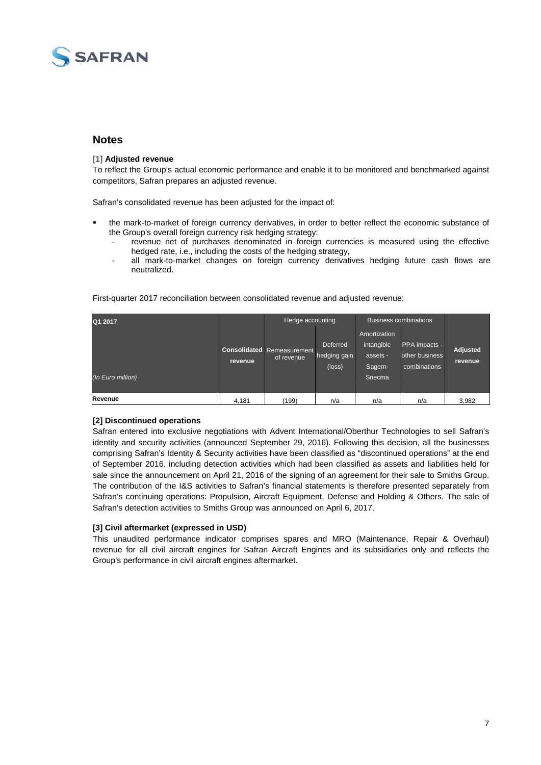## Notes

**[1] Adjusted revenue**

To reflect the Group's actual economic performance and enable it to be monitored and benchmarked against competitors, Safran prepares an adjusted revenue.

Safran's consolidated revenue has been adjusted for the impact of:

- the mark-to-market of foreign currency derivatives, in order to better reflect the economic substance of the Group's overall foreign currency risk hedging strategy:
  - revenue net of purchases denominated in foreign currencies is measured using the effective hedged rate, i.e., including the costs of the hedging strategy,
  - all mark-to-market changes on foreign currency derivatives hedging future cash flows are neutralized.

First-quarter 2017 reconciliation between consolidated revenue and adjusted revenue:

| Q1 2017 | | Hedge accounting | | Business combinations | | |
|---|---|---|---|---|---|---|
| *(In Euro million)* | **Consolidated revenue** | Remeasurement of revenue | Deferred hedging gain (loss) | Amortization intangible assets - Sagem-Snecma | PPA impacts - other business combinations | **Adjusted revenue** |
| **Revenue** | 4,181 | (199) | n/a | n/a | n/a | 3,982 |

**[2] Discontinued operations**

Safran entered into exclusive negotiations with Advent International/Oberthur Technologies to sell Safran's identity and security activities (announced September 29, 2016). Following this decision, all the businesses comprising Safran's Identity & Security activities have been classified as "discontinued operations" at the end of September 2016, including detection activities which had been classified as assets and liabilities held for sale since the announcement on April 21, 2016 of the signing of an agreement for their sale to Smiths Group. The contribution of the I&S activities to Safran's financial statements is therefore presented separately from Safran's continuing operations: Propulsion, Aircraft Equipment, Defense and Holding & Others. The sale of Safran's detection activities to Smiths Group was announced on April 6, 2017.

**[3] Civil aftermarket (expressed in USD)**

This unaudited performance indicator comprises spares and MRO (Maintenance, Repair & Overhaul) revenue for all civil aircraft engines for Safran Aircraft Engines and its subsidiaries only and reflects the Group's performance in civil aircraft engines aftermarket.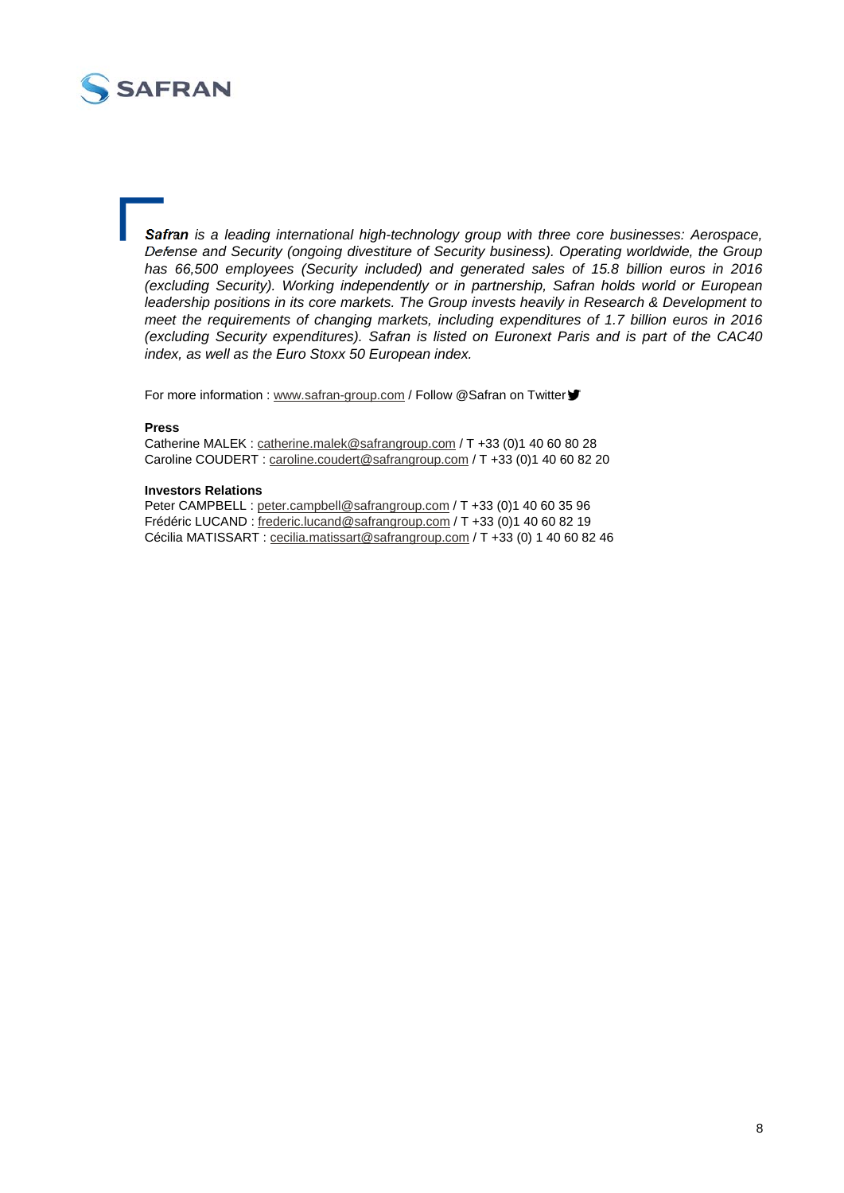***Safran** is a leading international high-technology group with three core businesses: Aerospace, Defense and Security (ongoing divestiture of Security business). Operating worldwide, the Group has 66,500 employees (Security included) and generated sales of 15.8 billion euros in 2016 (excluding Security). Working independently or in partnership, Safran holds world or European leadership positions in its core markets. The Group invests heavily in Research & Development to meet the requirements of changing markets, including expenditures of 1.7 billion euros in 2016 (excluding Security expenditures). Safran is listed on Euronext Paris and is part of the CAC40 index, as well as the Euro Stoxx 50 European index.*

For more information : www.safran-group.com / Follow @Safran on Twitter

**Press**
Catherine MALEK : catherine.malek@safrangroup.com / T +33 (0)1 40 60 80 28
Caroline COUDERT : caroline.coudert@safrangroup.com / T +33 (0)1 40 60 82 20

**Investors Relations**
Peter CAMPBELL : peter.campbell@safrangroup.com / T +33 (0)1 40 60 35 96
Frédéric LUCAND : frederic.lucand@safrangroup.com / T +33 (0)1 40 60 82 19
Cécilia MATISSART : cecilia.matissart@safrangroup.com / T +33 (0) 1 40 60 82 46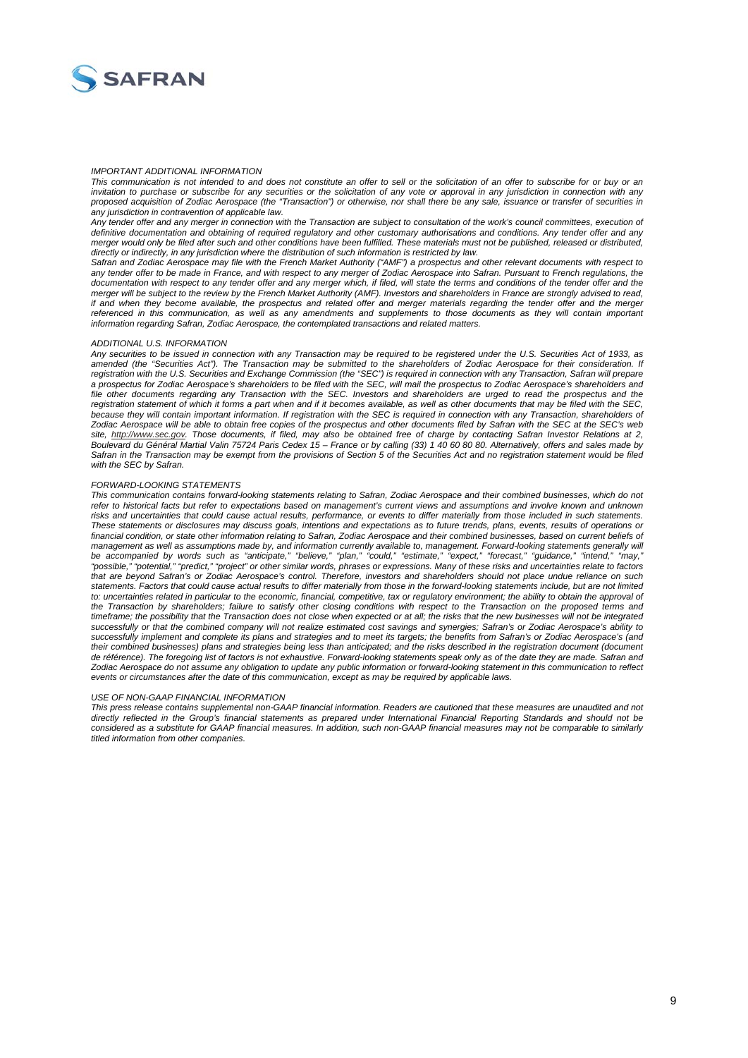*IMPORTANT ADDITIONAL INFORMATION*

*This communication is not intended to and does not constitute an offer to sell or the solicitation of an offer to subscribe for or buy or an invitation to purchase or subscribe for any securities or the solicitation of any vote or approval in any jurisdiction in connection with any proposed acquisition of Zodiac Aerospace (the "Transaction") or otherwise, nor shall there be any sale, issuance or transfer of securities in any jurisdiction in contravention of applicable law.*

*Any tender offer and any merger in connection with the Transaction are subject to consultation of the work's council committees, execution of definitive documentation and obtaining of required regulatory and other customary authorisations and conditions. Any tender offer and any merger would only be filed after such and other conditions have been fulfilled. These materials must not be published, released or distributed, directly or indirectly, in any jurisdiction where the distribution of such information is restricted by law.*

*Safran and Zodiac Aerospace may file with the French Market Authority ("AMF") a prospectus and other relevant documents with respect to any tender offer to be made in France, and with respect to any merger of Zodiac Aerospace into Safran. Pursuant to French regulations, the documentation with respect to any tender offer and any merger which, if filed, will state the terms and conditions of the tender offer and the merger will be subject to the review by the French Market Authority (AMF). Investors and shareholders in France are strongly advised to read, if and when they become available, the prospectus and related offer and merger materials regarding the tender offer and the merger referenced in this communication, as well as any amendments and supplements to those documents as they will contain important information regarding Safran, Zodiac Aerospace, the contemplated transactions and related matters.*

*ADDITIONAL U.S. INFORMATION*

*Any securities to be issued in connection with any Transaction may be required to be registered under the U.S. Securities Act of 1933, as amended (the "Securities Act"). The Transaction may be submitted to the shareholders of Zodiac Aerospace for their consideration. If registration with the U.S. Securities and Exchange Commission (the "SEC") is required in connection with any Transaction, Safran will prepare a prospectus for Zodiac Aerospace's shareholders to be filed with the SEC, will mail the prospectus to Zodiac Aerospace's shareholders and file other documents regarding any Transaction with the SEC. Investors and shareholders are urged to read the prospectus and the registration statement of which it forms a part when and if it becomes available, as well as other documents that may be filed with the SEC, because they will contain important information. If registration with the SEC is required in connection with any Transaction, shareholders of Zodiac Aerospace will be able to obtain free copies of the prospectus and other documents filed by Safran with the SEC at the SEC's web site, http://www.sec.gov. Those documents, if filed, may also be obtained free of charge by contacting Safran Investor Relations at 2, Boulevard du Général Martial Valin 75724 Paris Cedex 15 – France or by calling (33) 1 40 60 80 80. Alternatively, offers and sales made by Safran in the Transaction may be exempt from the provisions of Section 5 of the Securities Act and no registration statement would be filed with the SEC by Safran.*

*FORWARD-LOOKING STATEMENTS*

*This communication contains forward-looking statements relating to Safran, Zodiac Aerospace and their combined businesses, which do not refer to historical facts but refer to expectations based on management's current views and assumptions and involve known and unknown risks and uncertainties that could cause actual results, performance, or events to differ materially from those included in such statements. These statements or disclosures may discuss goals, intentions and expectations as to future trends, plans, events, results of operations or financial condition, or state other information relating to Safran, Zodiac Aerospace and their combined businesses, based on current beliefs of management as well as assumptions made by, and information currently available to, management. Forward-looking statements generally will be accompanied by words such as "anticipate," "believe," "plan," "could," "estimate," "expect," "forecast," "guidance," "intend," "may," "possible," "potential," "predict," "project" or other similar words, phrases or expressions. Many of these risks and uncertainties relate to factors that are beyond Safran's or Zodiac Aerospace's control. Therefore, investors and shareholders should not place undue reliance on such statements. Factors that could cause actual results to differ materially from those in the forward-looking statements include, but are not limited to: uncertainties related in particular to the economic, financial, competitive, tax or regulatory environment; the ability to obtain the approval of the Transaction by shareholders; failure to satisfy other closing conditions with respect to the Transaction on the proposed terms and timeframe; the possibility that the Transaction does not close when expected or at all; the risks that the new businesses will not be integrated successfully or that the combined company will not realize estimated cost savings and synergies; Safran's or Zodiac Aerospace's ability to successfully implement and complete its plans and strategies and to meet its targets; the benefits from Safran's or Zodiac Aerospace's (and their combined businesses) plans and strategies being less than anticipated; and the risks described in the registration document (document de référence). The foregoing list of factors is not exhaustive. Forward-looking statements speak only as of the date they are made. Safran and Zodiac Aerospace do not assume any obligation to update any public information or forward-looking statement in this communication to reflect events or circumstances after the date of this communication, except as may be required by applicable laws.*

*USE OF NON-GAAP FINANCIAL INFORMATION*

*This press release contains supplemental non-GAAP financial information. Readers are cautioned that these measures are unaudited and not directly reflected in the Group's financial statements as prepared under International Financial Reporting Standards and should not be considered as a substitute for GAAP financial measures. In addition, such non-GAAP financial measures may not be comparable to similarly titled information from other companies.*